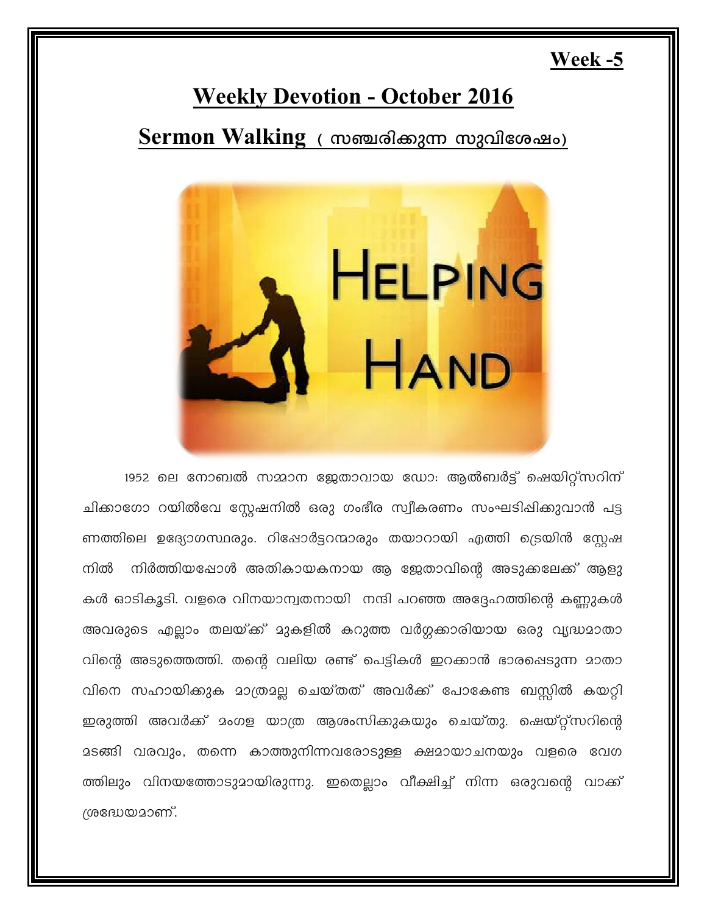**Week -5**

# Weekly Devotion - October 2016

## Sermon Walking ( സഞ്ചരിക്കുന്ന സുവിശേഷം)

1952 ലെ നോബൽ സമ്മാന ജേതാവായ ഡോ: ആൽബർട്ട് ഷെയിറ്റ്സറിന് ചിക്കാഗോ റയിൽവേ സ്റ്റേഷനിൽ ഒരു ഗംഭീര സ്വീകരണം സംഘടിപ്പിക്കുവാൻ പട്ടണത്തിലെ ഉദ്യോഗസ്ഥരും. റിപ്പോർട്ടറന്മാരും തയാറായി എത്തി ട്രെയിൻ സ്റ്റേഷനിൽ നിർത്തിയപ്പോൾ അതികായകനായ ആ ജേതാവിന്റെ അടുക്കലേക്ക് ആളുകൾ ഓടികൂടി. വളരെ വിനയാന്വിതനായി നന്ദി പറഞ്ഞ അദ്ദേഹത്തിന്റെ കണ്ണുകൾ അവരുടെ എല്ലാം തലയ്ക്ക് മുകളിൽ കറുത്ത വർഗ്ഗക്കാരിയായ ഒരു വൃദ്ധമാതാവിന്റെ അടുത്തെത്തി. തന്റെ വലിയ രണ്ട് പെട്ടികൾ ഇറക്കാൻ ഭാരപ്പെടുന്ന മാതാവിനെ സഹായിക്കുക മാത്രമല്ല ചെയ്തത് അവർക്ക് പോകേണ്ട ബസ്സിൽ കയറ്റി ഇരുത്തി അവർക്ക് മംഗള യാത്ര ആശംസിക്കുകയും ചെയ്തു. ഷെയ്റ്റ്സറിന്റെ മടങ്ങി വരവും, തന്നെ കാത്തുനിന്നവരോടുള്ള ക്ഷമായാചനയും വളരെ വേഗത്തിലും വിനയത്തോടുമായിരുന്നു. ഇതെല്ലാം വീക്ഷിച്ച് നിന്ന ഒരുവന്റെ വാക്ക് ശ്രദ്ധേയമാണ്.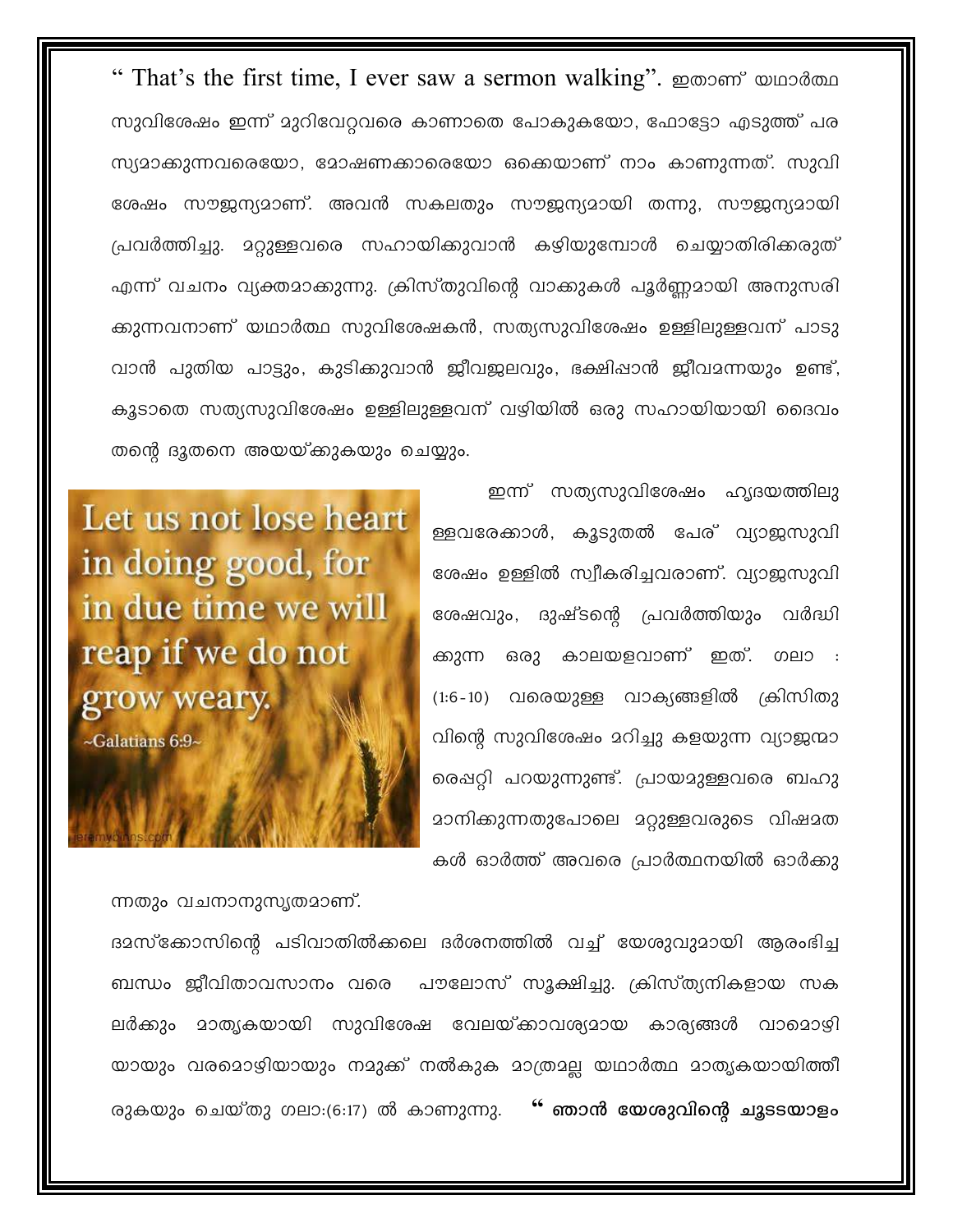" That's the first time, I ever saw a sermon walking". ഇതാണ് യഥാർത്ഥ സുവിശേഷം ഇന്ന് മുറിവേറ്റവരെ കാണാതെ പോകുകയോ, ഫോട്ടോ എടുത്ത് പരസ്യമാക്കുന്നവരെയോ, മോഷണക്കാരെയോ ഒക്കെയാണ് നാം കാണുന്നത്. സുവിശേഷം സൗജന്യമാണ്. അവൻ സകലതും സൗജന്യമായി തന്നു, സൗജന്യമായി പ്രവർത്തിച്ചു. മറ്റുള്ളവരെ സഹായിക്കുവാൻ കഴിയുമ്പോൾ ചെയ്യാതിരിക്കരുത് എന്ന് വചനം വ്യക്തമാക്കുന്നു. ക്രിസ്തുവിന്റെ വാക്കുകൾ പൂർണ്ണമായി അനുസരിക്കുന്നവനാണ് യഥാർത്ഥ സുവിശേഷകൻ, സത്യസുവിശേഷം ഉള്ളിലുള്ളവന് പാടുവാൻ പുതിയ പാട്ടും, കുടിക്കുവാൻ ജീവജലവും, ഭക്ഷിപ്പാൻ ജീവമന്നയും ഉണ്ട്, കൂടാതെ സത്യസുവിശേഷം ഉള്ളിലുള്ളവന് വഴിയിൽ ഒരു സഹായിയായി ദൈവം തന്റെ ദൂതനെ അയയ്ക്കുകയും ചെയ്യും.

> Let us not lose heart in doing good, for in due time we will reap if we do not grow weary.
>
> ~Galatians 6:9~

ഇന്ന് സത്യസുവിശേഷം ഹൃദയത്തിലുള്ളവരേക്കാൾ, കൂടുതൽ പേര് വ്യാജസുവിശേഷം ഉള്ളിൽ സ്വീകരിച്ചവരാണ്. വ്യാജസുവിശേഷവും, ദുഷ്ടന്റെ പ്രവർത്തിയും വർദ്ധിക്കുന്ന ഒരു കാലയളവാണ് ഇത്. ഗലാ : (1:6-10) വരെയുള്ള വാക്യങ്ങളിൽ ക്രിസിതുവിന്റെ സുവിശേഷം മറിച്ചു കളയുന്ന വ്യാജന്മാരെപ്പറ്റി പറയുന്നുണ്ട്. പ്രായമുള്ളവരെ ബഹുമാനിക്കുന്നതുപോലെ മറ്റുള്ളവരുടെ വിഷമതകൾ ഓർത്ത് അവരെ പ്രാർത്ഥനയിൽ ഓർക്കുന്നതും വചനാനുസൃതമാണ്.

ദമസ്ക്കോസിന്റെ പടിവാതിൽക്കലെ ദർശനത്തിൽ വച്ച് യേശുവുമായി ആരംഭിച്ച ബന്ധം ജീവിതാവസാനം വരെ പൗലോസ് സൂക്ഷിച്ചു. ക്രിസ്ത്യനികളായ സകലർക്കും മാതൃകയായി സുവിശേഷ വേലയ്ക്കാവശ്യമായ കാര്യങ്ങൾ വാമൊഴിയായും വരമൊഴിയായും നമുക്ക് നൽകുക മാത്രമല്ല യഥാർത്ഥ മാതൃകയായിത്തീരുകയും ചെയ്തു ഗലാ:(6:17) ൽ കാണുന്നു. **" ഞാൻ യേശുവിന്റെ ചൂടടയാളം**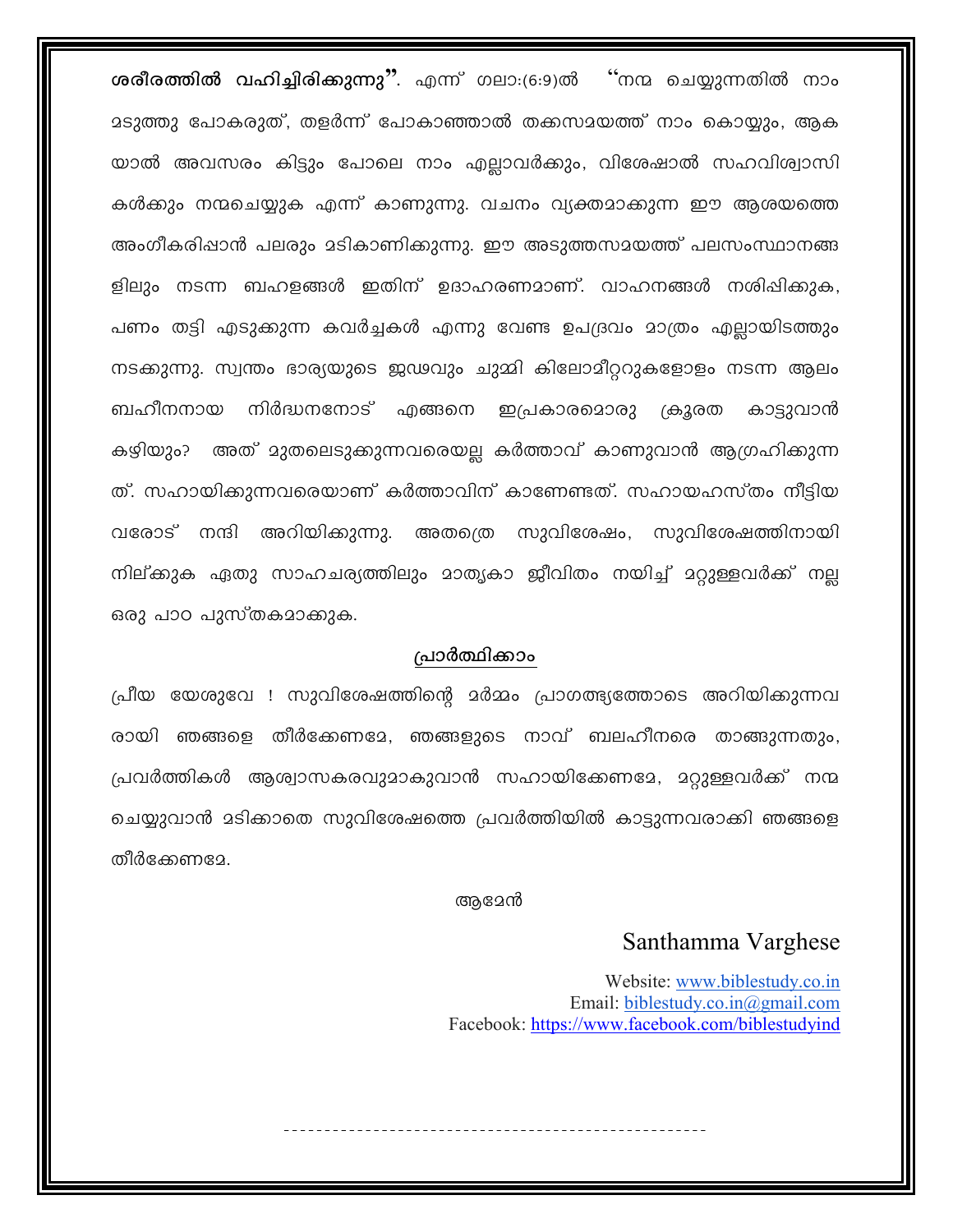**ശരീരത്തിൽ വഹിച്ചിരിക്കുന്നു".** എന്ന് ഗലാ:(6:9)ൽ "നന്മ ചെയ്യുന്നതിൽ നാം മടുത്തു പോകരുത്, തളർന്ന് പോകാഞ്ഞാൽ തക്കസമയത്ത് നാം കൊയ്യും, ആകയാൽ അവസരം കിട്ടും പോലെ നാം എല്ലാവർക്കും, വിശേഷാൽ സഹവിശ്വാസികൾക്കും നന്മചെയ്യുക എന്ന് കാണുന്നു. വചനം വ്യക്തമാക്കുന്ന ഈ ആശയത്തെ അംഗീകരിപ്പാൻ പലരും മടികാണിക്കുന്നു. ഈ അടുത്തസമയത്ത് പലസംസ്ഥാനങ്ങളിലും നടന്ന ബഹളങ്ങൾ ഇതിന് ഉദാഹരണമാണ്. വാഹനങ്ങൾ നശിപ്പിക്കുക, പണം തട്ടി എടുക്കുന്ന കവർച്ചകൾ എന്നു വേണ്ട ഉപദ്രവം മാത്രം എല്ലായിടത്തും നടക്കുന്നു. സ്വന്തം ഭാര്യയുടെ ജഢവും ചുമ്മി കിലോമീറ്ററുകളോളം നടന്ന ആലംബഹീനനായ നിർദ്ധനനോട് എങ്ങനെ ഇപ്രകാരമൊരു ക്രൂരത കാട്ടുവാൻ കഴിയും? അത് മുതലെടുക്കുന്നവരെയല്ല കർത്താവ് കാണുവാൻ ആഗ്രഹിക്കുന്നത്. സഹായിക്കുന്നവരെയാണ് കർത്താവിന് കാണേണ്ടത്. സഹായഹസ്തം നീട്ടിയവരോട് നന്ദി അറിയിക്കുന്നു. അതത്രെ സുവിശേഷം, സുവിശേഷത്തിനായി നില്ക്കുക ഏതു സാഹചര്യത്തിലും മാതൃകാ ജീവിതം നയിച്ച് മറ്റുള്ളവർക്ക് നല്ല ഒരു പാഠ പുസ്തകമാക്കുക.

## പ്രാർത്ഥിക്കാം

പ്രീയ യേശുവേ ! സുവിശേഷത്തിന്റെ മർമ്മം പ്രാഗത്ഭ്യത്തോടെ അറിയിക്കുന്നവരായി ഞങ്ങളെ തീർക്കേണമേ, ഞങ്ങളുടെ നാവ് ബലഹീനരെ താങ്ങുന്നതും, പ്രവർത്തികൾ ആശ്വാസകരവുമാകുവാൻ സഹായിക്കേണമേ, മറ്റുള്ളവർക്ക് നന്മ ചെയ്യുവാൻ മടിക്കാതെ സുവിശേഷത്തെ പ്രവർത്തിയിൽ കാട്ടുന്നവരാക്കി ഞങ്ങളെ തീർക്കേണമേ.

ആമേൻ

Santhamma Varghese

Website: www.biblestudy.co.in
Email: biblestudy.co.in@gmail.com
Facebook: https://www.facebook.com/biblestudyind

---